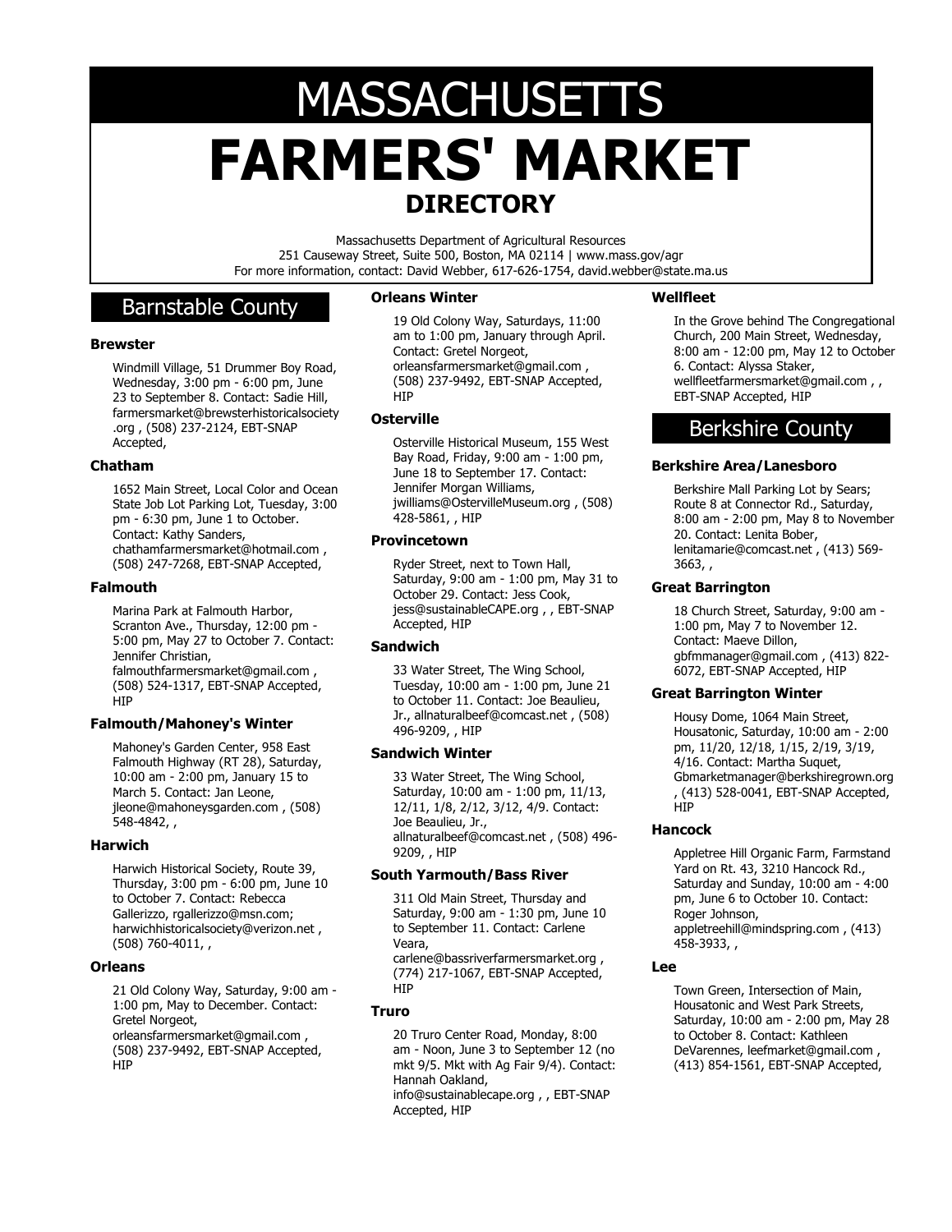# MASSACHUSETTS

# FARMERS' MARKET

## DIRECTORY

Massachusetts Department of Agricultural Resources
251 Causeway Street, Suite 500, Boston, MA 02114 | www.mass.gov/agr
For more information, contact: David Webber, 617-626-1754, david.webber@state.ma.us

## Barnstable County

### Brewster

Windmill Village, 51 Drummer Boy Road, Wednesday, 3:00 pm - 6:00 pm, June 23 to September 8. Contact: Sadie Hill, farmersmarket@brewsterhistoricalsociety.org , (508) 237-2124, EBT-SNAP Accepted,

### Chatham

1652 Main Street, Local Color and Ocean State Job Lot Parking Lot, Tuesday, 3:00 pm - 6:30 pm, June 1 to October. Contact: Kathy Sanders, chathamfarmersmarket@hotmail.com , (508) 247-7268, EBT-SNAP Accepted,

### Falmouth

Marina Park at Falmouth Harbor, Scranton Ave., Thursday, 12:00 pm - 5:00 pm, May 27 to October 7. Contact: Jennifer Christian, falmouthfarmersmarket@gmail.com , (508) 524-1317, EBT-SNAP Accepted, HIP

### Falmouth/Mahoney's Winter

Mahoney's Garden Center, 958 East Falmouth Highway (RT 28), Saturday, 10:00 am - 2:00 pm, January 15 to March 5. Contact: Jan Leone, jleone@mahoneysgarden.com , (508) 548-4842, ,

### Harwich

Harwich Historical Society, Route 39, Thursday, 3:00 pm - 6:00 pm, June 10 to October 7. Contact: Rebecca Gallerizzo, rgallerizzo@msn.com; harwichhistoricalsociety@verizon.net , (508) 760-4011, ,

### Orleans

21 Old Colony Way, Saturday, 9:00 am - 1:00 pm, May to December. Contact: Gretel Norgeot, orleansfarmersmarket@gmail.com , (508) 237-9492, EBT-SNAP Accepted, HIP

### Orleans Winter

19 Old Colony Way, Saturdays, 11:00 am to 1:00 pm, January through April. Contact: Gretel Norgeot, orleansfarmersmarket@gmail.com , (508) 237-9492, EBT-SNAP Accepted, HIP

### Osterville

Osterville Historical Museum, 155 West Bay Road, Friday, 9:00 am - 1:00 pm, June 18 to September 17. Contact: Jennifer Morgan Williams, jwilliams@OstervilleMuseum.org , (508) 428-5861, , HIP

### Provincetown

Ryder Street, next to Town Hall, Saturday, 9:00 am - 1:00 pm, May 31 to October 29. Contact: Jess Cook, jess@sustainableCAPE.org , , EBT-SNAP Accepted, HIP

### Sandwich

33 Water Street, The Wing School, Tuesday, 10:00 am - 1:00 pm, June 21 to October 11. Contact: Joe Beaulieu, Jr., allnaturalbeef@comcast.net , (508) 496-9209, , HIP

### Sandwich Winter

33 Water Street, The Wing School, Saturday, 10:00 am - 1:00 pm, 11/13, 12/11, 1/8, 2/12, 3/12, 4/9. Contact: Joe Beaulieu, Jr., allnaturalbeef@comcast.net , (508) 496-9209, , HIP

### South Yarmouth/Bass River

311 Old Main Street, Thursday and Saturday, 9:00 am - 1:30 pm, June 10 to September 11. Contact: Carlene Veara, carlene@bassriverfarmersmarket.org , (774) 217-1067, EBT-SNAP Accepted, HIP

### Truro

20 Truro Center Road, Monday, 8:00 am - Noon, June 3 to September 12 (no mkt 9/5. Mkt with Ag Fair 9/4). Contact: Hannah Oakland, info@sustainablecape.org , , EBT-SNAP Accepted, HIP

### Wellfleet

In the Grove behind The Congregational Church, 200 Main Street, Wednesday, 8:00 am - 12:00 pm, May 12 to October 6. Contact: Alyssa Staker, wellfleetfarmersmarket@gmail.com , , EBT-SNAP Accepted, HIP

## Berkshire County

### Berkshire Area/Lanesboro

Berkshire Mall Parking Lot by Sears; Route 8 at Connector Rd., Saturday, 8:00 am - 2:00 pm, May 8 to November 20. Contact: Lenita Bober, lenitamarie@comcast.net , (413) 569-3663, ,

### Great Barrington

18 Church Street, Saturday, 9:00 am - 1:00 pm, May 7 to November 12. Contact: Maeve Dillon, gbfmmanager@gmail.com , (413) 822-6072, EBT-SNAP Accepted, HIP

### Great Barrington Winter

Housy Dome, 1064 Main Street, Housatonic, Saturday, 10:00 am - 2:00 pm, 11/20, 12/18, 1/15, 2/19, 3/19, 4/16. Contact: Martha Suquet, Gbmarketmanager@berkshiregrown.org , (413) 528-0041, EBT-SNAP Accepted, HIP

### Hancock

Appletree Hill Organic Farm, Farmstand Yard on Rt. 43, 3210 Hancock Rd., Saturday and Sunday, 10:00 am - 4:00 pm, June 6 to October 10. Contact: Roger Johnson, appletreehill@mindspring.com , (413) 458-3933, ,

### Lee

Town Green, Intersection of Main, Housatonic and West Park Streets, Saturday, 10:00 am - 2:00 pm, May 28 to October 8. Contact: Kathleen DeVarennes, leefmarket@gmail.com , (413) 854-1561, EBT-SNAP Accepted,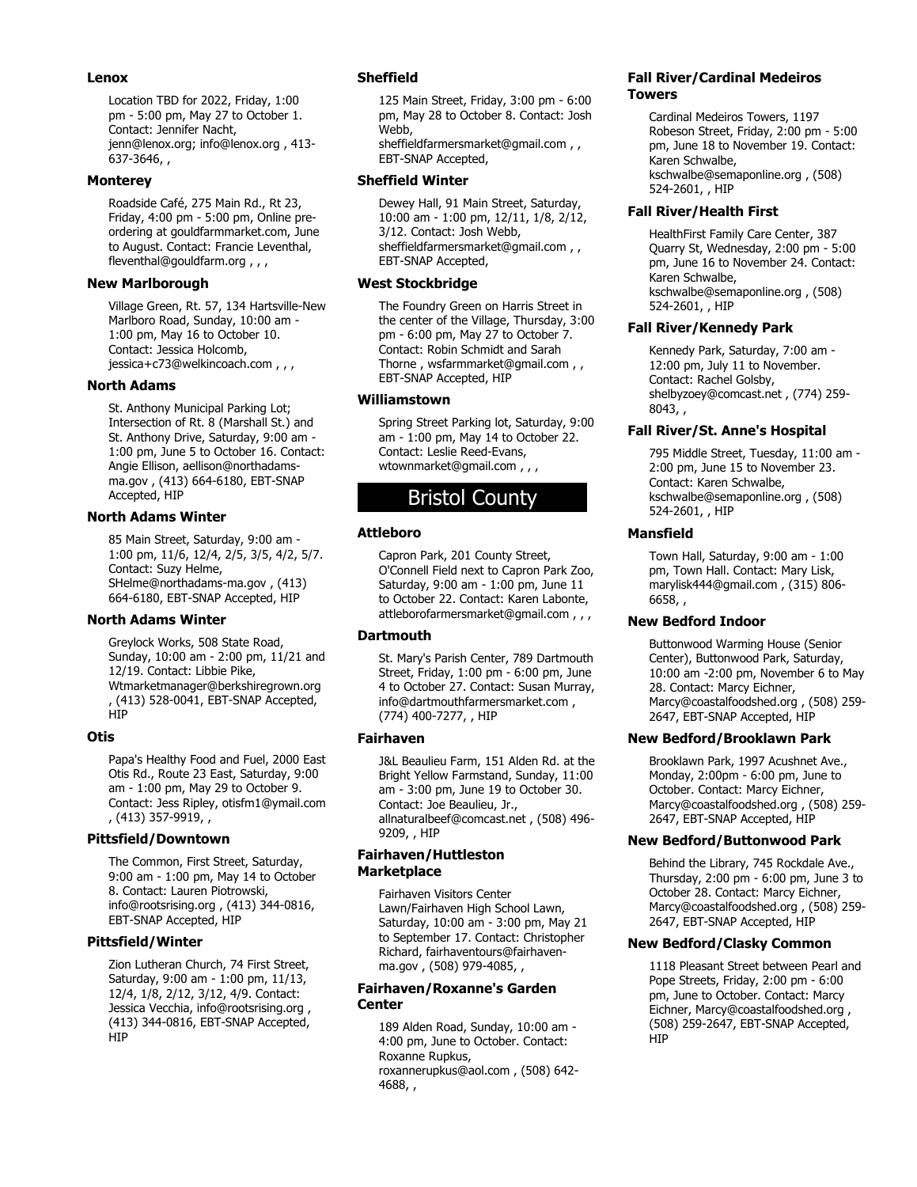### Lenox

Location TBD for 2022, Friday, 1:00 pm - 5:00 pm, May 27 to October 1. Contact: Jennifer Nacht, jenn@lenox.org; info@lenox.org , 413-637-3646, ,

### Monterey

Roadside Café, 275 Main Rd., Rt 23, Friday, 4:00 pm - 5:00 pm, Online pre-ordering at gouldfarmmarket.com, June to August. Contact: Francie Leventhal, fleventhal@gouldfarm.org , , ,

### New Marlborough

Village Green, Rt. 57, 134 Hartsville-New Marlboro Road, Sunday, 10:00 am - 1:00 pm, May 16 to October 10. Contact: Jessica Holcomb, jessica+c73@welkincoach.com , , ,

### North Adams

St. Anthony Municipal Parking Lot; Intersection of Rt. 8 (Marshall St.) and St. Anthony Drive, Saturday, 9:00 am - 1:00 pm, June 5 to October 16. Contact: Angie Ellison, aellison@northadams-ma.gov , (413) 664-6180, EBT-SNAP Accepted, HIP

### North Adams Winter

85 Main Street, Saturday, 9:00 am - 1:00 pm, 11/6, 12/4, 2/5, 3/5, 4/2, 5/7. Contact: Suzy Helme, SHelme@northadams-ma.gov , (413) 664-6180, EBT-SNAP Accepted, HIP

### North Adams Winter

Greylock Works, 508 State Road, Sunday, 10:00 am - 2:00 pm, 11/21 and 12/19. Contact: Libbie Pike, Wtmarketmanager@berkshiregrown.org , (413) 528-0041, EBT-SNAP Accepted, HIP

### Otis

Papa's Healthy Food and Fuel, 2000 East Otis Rd., Route 23 East, Saturday, 9:00 am - 1:00 pm, May 29 to October 9. Contact: Jess Ripley, otisfm1@ymail.com , (413) 357-9919, ,

### Pittsfield/Downtown

The Common, First Street, Saturday, 9:00 am - 1:00 pm, May 14 to October 8. Contact: Lauren Piotrowski, info@rootsrising.org , (413) 344-0816, EBT-SNAP Accepted, HIP

### Pittsfield/Winter

Zion Lutheran Church, 74 First Street, Saturday, 9:00 am - 1:00 pm, 11/13, 12/4, 1/8, 2/12, 3/12, 4/9. Contact: Jessica Vecchia, info@rootsrising.org , (413) 344-0816, EBT-SNAP Accepted, HIP

### Sheffield

125 Main Street, Friday, 3:00 pm - 6:00 pm, May 28 to October 8. Contact: Josh Webb, sheffieldfarmersmarket@gmail.com , , EBT-SNAP Accepted,

### Sheffield Winter

Dewey Hall, 91 Main Street, Saturday, 10:00 am - 1:00 pm, 12/11, 1/8, 2/12, 3/12. Contact: Josh Webb, sheffieldfarmersmarket@gmail.com , , EBT-SNAP Accepted,

### West Stockbridge

The Foundry Green on Harris Street in the center of the Village, Thursday, 3:00 pm - 6:00 pm, May 27 to October 7. Contact: Robin Schmidt and Sarah Thorne , wsfarmmarket@gmail.com , , EBT-SNAP Accepted, HIP

### Williamstown

Spring Street Parking lot, Saturday, 9:00 am - 1:00 pm, May 14 to October 22. Contact: Leslie Reed-Evans, wtownmarket@gmail.com , , ,

## Bristol County

### Attleboro

Capron Park, 201 County Street, O'Connell Field next to Capron Park Zoo, Saturday, 9:00 am - 1:00 pm, June 11 to October 22. Contact: Karen Labonte, attleborofarmersmarket@gmail.com , , ,

### Dartmouth

St. Mary's Parish Center, 789 Dartmouth Street, Friday, 1:00 pm - 6:00 pm, June 4 to October 27. Contact: Susan Murray, info@dartmouthfarmersmarket.com , (774) 400-7277, , HIP

### Fairhaven

J&L Beaulieu Farm, 151 Alden Rd. at the Bright Yellow Farmstand, Sunday, 11:00 am - 3:00 pm, June 19 to October 30. Contact: Joe Beaulieu, Jr., allnaturalbeef@comcast.net , (508) 496-9209, , HIP

### Fairhaven/Huttleston Marketplace

Fairhaven Visitors Center Lawn/Fairhaven High School Lawn, Saturday, 10:00 am - 3:00 pm, May 21 to September 17. Contact: Christopher Richard, fairhaventours@fairhaven-ma.gov , (508) 979-4085, ,

### Fairhaven/Roxanne's Garden Center

189 Alden Road, Sunday, 10:00 am - 4:00 pm, June to October. Contact: Roxanne Rupkus, roxannerupkus@aol.com , (508) 642-4688, ,

### Fall River/Cardinal Medeiros Towers

Cardinal Medeiros Towers, 1197 Robeson Street, Friday, 2:00 pm - 5:00 pm, June 18 to November 19. Contact: Karen Schwalbe, kschwalbe@semaponline.org , (508) 524-2601, , HIP

### Fall River/Health First

HealthFirst Family Care Center, 387 Quarry St, Wednesday, 2:00 pm - 5:00 pm, June 16 to November 24. Contact: Karen Schwalbe, kschwalbe@semaponline.org , (508) 524-2601, , HIP

### Fall River/Kennedy Park

Kennedy Park, Saturday, 7:00 am - 12:00 pm, July 11 to November. Contact: Rachel Golsby, shelbyzoey@comcast.net , (774) 259-8043, ,

### Fall River/St. Anne's Hospital

795 Middle Street, Tuesday, 11:00 am - 2:00 pm, June 15 to November 23. Contact: Karen Schwalbe, kschwalbe@semaponline.org , (508) 524-2601, , HIP

### Mansfield

Town Hall, Saturday, 9:00 am - 1:00 pm, Town Hall. Contact: Mary Lisk, marylisk444@gmail.com , (315) 806-6658, ,

### New Bedford Indoor

Buttonwood Warming House (Senior Center), Buttonwood Park, Saturday, 10:00 am -2:00 pm, November 6 to May 28. Contact: Marcy Eichner, Marcy@coastalfoodshed.org , (508) 259-2647, EBT-SNAP Accepted, HIP

### New Bedford/Brooklawn Park

Brooklawn Park, 1997 Acushnet Ave., Monday, 2:00pm - 6:00 pm, June to October. Contact: Marcy Eichner, Marcy@coastalfoodshed.org , (508) 259-2647, EBT-SNAP Accepted, HIP

### New Bedford/Buttonwood Park

Behind the Library, 745 Rockdale Ave., Thursday, 2:00 pm - 6:00 pm, June 3 to October 28. Contact: Marcy Eichner, Marcy@coastalfoodshed.org , (508) 259-2647, EBT-SNAP Accepted, HIP

### New Bedford/Clasky Common

1118 Pleasant Street between Pearl and Pope Streets, Friday, 2:00 pm - 6:00 pm, June to October. Contact: Marcy Eichner, Marcy@coastalfoodshed.org , (508) 259-2647, EBT-SNAP Accepted, HIP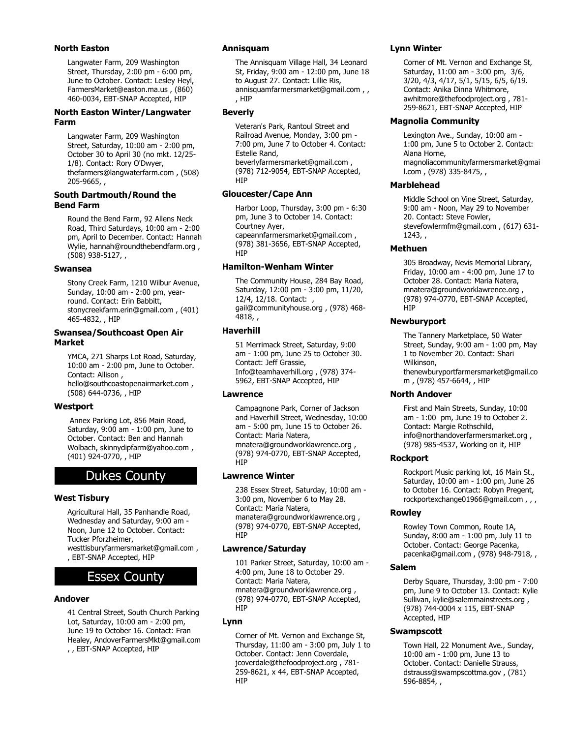### North Easton

Langwater Farm, 209 Washington Street, Thursday, 2:00 pm - 6:00 pm, June to October. Contact: Lesley Heyl, FarmersMarket@easton.ma.us , (860) 460-0034, EBT-SNAP Accepted, HIP

### North Easton Winter/Langwater Farm

Langwater Farm, 209 Washington Street, Saturday, 10:00 am - 2:00 pm, October 30 to April 30 (no mkt. 12/25-1/8). Contact: Rory O'Dwyer, thefarmers@langwaterfarm.com , (508) 205-9665, ,

### South Dartmouth/Round the Bend Farm

Round the Bend Farm, 92 Allens Neck Road, Third Saturdays, 10:00 am - 2:00 pm, April to December. Contact: Hannah Wylie, hannah@roundthebendfarm.org , (508) 938-5127, ,

### Swansea

Stony Creek Farm, 1210 Wilbur Avenue, Sunday, 10:00 am - 2:00 pm, year-round. Contact: Erin Babbitt, stonycreekfarm.erin@gmail.com , (401) 465-4832, , HIP

### Swansea/Southcoast Open Air Market

YMCA, 271 Sharps Lot Road, Saturday, 10:00 am - 2:00 pm, June to October. Contact: Allison , hello@southcoastopenairmarket.com , (508) 644-0736, , HIP

### Westport

Annex Parking Lot, 856 Main Road, Saturday, 9:00 am - 1:00 pm, June to October. Contact: Ben and Hannah Wolbach, skinnydipfarm@yahoo.com , (401) 924-0770, , HIP

## Dukes County

### West Tisbury

Agricultural Hall, 35 Panhandle Road, Wednesday and Saturday, 9:00 am - Noon, June 12 to October. Contact: Tucker Pforzheimer, westtisburyfarmersmarket@gmail.com , , EBT-SNAP Accepted, HIP

## Essex County

### Andover

41 Central Street, South Church Parking Lot, Saturday, 10:00 am - 2:00 pm, June 19 to October 16. Contact: Fran Healey, AndoverFarmersMkt@gmail.com , , EBT-SNAP Accepted, HIP

### Annisquam

The Annisquam Village Hall, 34 Leonard St, Friday, 9:00 am - 12:00 pm, June 18 to August 27. Contact: Lillie Ris, annisquamfarmersmarket@gmail.com , , , HIP

### Beverly

Veteran's Park, Rantoul Street and Railroad Avenue, Monday, 3:00 pm - 7:00 pm, June 7 to October 4. Contact: Estelle Rand, beverlyfarmersmarket@gmail.com , (978) 712-9054, EBT-SNAP Accepted, HIP

### Gloucester/Cape Ann

Harbor Loop, Thursday, 3:00 pm - 6:30 pm, June 3 to October 14. Contact: Courtney Ayer, capeannfarmersmarket@gmail.com , (978) 381-3656, EBT-SNAP Accepted, HIP

### Hamilton-Wenham Winter

The Community House, 284 Bay Road, Saturday, 12:00 pm - 3:00 pm, 11/20, 12/4, 12/18. Contact: , gail@communityhouse.org , (978) 468-4818, ,

### Haverhill

51 Merrimack Street, Saturday, 9:00 am - 1:00 pm, June 25 to October 30. Contact: Jeff Grassie, Info@teamhaverhill.org , (978) 374-5962, EBT-SNAP Accepted, HIP

### Lawrence

Campagnone Park, Corner of Jackson and Haverhill Street, Wednesday, 10:00 am - 5:00 pm, June 15 to October 26. Contact: Maria Natera, mnatera@groundworklawrence.org , (978) 974-0770, EBT-SNAP Accepted, HIP

### Lawrence Winter

238 Essex Street, Saturday, 10:00 am - 3:00 pm, November 6 to May 28. Contact: Maria Natera, manatera@groundworklawrence.org , (978) 974-0770, EBT-SNAP Accepted, HIP

### Lawrence/Saturday

101 Parker Street, Saturday, 10:00 am - 4:00 pm, June 18 to October 29. Contact: Maria Natera, mnatera@groundworklawrence.org , (978) 974-0770, EBT-SNAP Accepted, HIP

### Lynn

Corner of Mt. Vernon and Exchange St, Thursday, 11:00 am - 3:00 pm, July 1 to October. Contact: Jenn Coverdale, jcoverdale@thefoodproject.org , 781-259-8621, x 44, EBT-SNAP Accepted, HIP

### Lynn Winter

Corner of Mt. Vernon and Exchange St, Saturday, 11:00 am - 3:00 pm, 3/6, 3/20, 4/3, 4/17, 5/1, 5/15, 6/5, 6/19. Contact: Anika Dinna Whitmore, awhitmore@thefoodproject.org , 781-259-8621, EBT-SNAP Accepted, HIP

### Magnolia Community

Lexington Ave., Sunday, 10:00 am - 1:00 pm, June 5 to October 2. Contact: Alana Horne, magnoliacommunityfarmersmarket@gmail.com , (978) 335-8475, ,

### Marblehead

Middle School on Vine Street, Saturday, 9:00 am - Noon, May 29 to November 20. Contact: Steve Fowler, stevefowlermfm@gmail.com , (617) 631-1243, ,

### Methuen

305 Broadway, Nevis Memorial Library, Friday, 10:00 am - 4:00 pm, June 17 to October 28. Contact: Maria Natera, mnatera@groundworklawrence.org , (978) 974-0770, EBT-SNAP Accepted, HIP

### Newburyport

The Tannery Marketplace, 50 Water Street, Sunday, 9:00 am - 1:00 pm, May 1 to November 20. Contact: Shari Wilkinson, thenewburyportfarmersmarket@gmail.com , (978) 457-6644, , HIP

### North Andover

First and Main Streets, Sunday, 10:00 am - 1:00 pm, June 19 to October 2. Contact: Margie Rothschild, info@northandoverfarmersmarket.org , (978) 985-4537, Working on it, HIP

### Rockport

Rockport Music parking lot, 16 Main St., Saturday, 10:00 am - 1:00 pm, June 26 to October 16. Contact: Robyn Pregent, rockportexchange01966@gmail.com , , ,

### Rowley

Rowley Town Common, Route 1A, Sunday, 8:00 am - 1:00 pm, July 11 to October. Contact: George Pacenka, pacenka@gmail.com , (978) 948-7918, ,

### Salem

Derby Square, Thursday, 3:00 pm - 7:00 pm, June 9 to October 13. Contact: Kylie Sullivan, kylie@salemmainstreets.org , (978) 744-0004 x 115, EBT-SNAP Accepted, HIP

### Swampscott

Town Hall, 22 Monument Ave., Sunday, 10:00 am - 1:00 pm, June 13 to October. Contact: Danielle Strauss, dstrauss@swampscottma.gov , (781) 596-8854, ,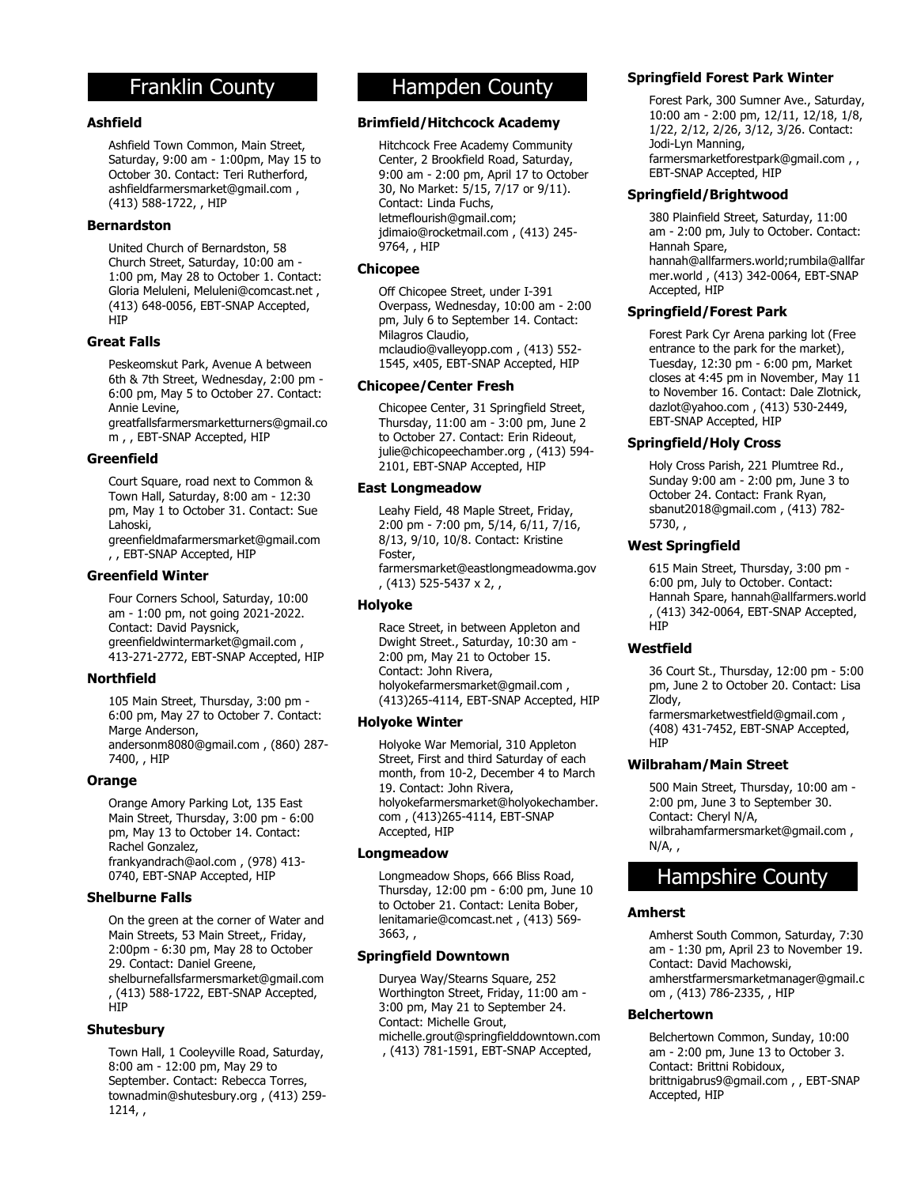## Franklin County

### Ashfield

Ashfield Town Common, Main Street, Saturday, 9:00 am - 1:00pm, May 15 to October 30. Contact: Teri Rutherford, ashfieldfarmersmarket@gmail.com , (413) 588-1722, , HIP

### Bernardston

United Church of Bernardston, 58 Church Street, Saturday, 10:00 am - 1:00 pm, May 28 to October 1. Contact: Gloria Meluleni, Meluleni@comcast.net , (413) 648-0056, EBT-SNAP Accepted, HIP

### Great Falls

Peskeomskut Park, Avenue A between 6th & 7th Street, Wednesday, 2:00 pm - 6:00 pm, May 5 to October 27. Contact: Annie Levine, greatfallsfarmersmarketturners@gmail.com , , EBT-SNAP Accepted, HIP

### Greenfield

Court Square, road next to Common & Town Hall, Saturday, 8:00 am - 12:30 pm, May 1 to October 31. Contact: Sue Lahoski, greenfieldmafarmersmarket@gmail.com , , EBT-SNAP Accepted, HIP

### Greenfield Winter

Four Corners School, Saturday, 10:00 am - 1:00 pm, not going 2021-2022. Contact: David Paysnick, greenfieldwintermarket@gmail.com , 413-271-2772, EBT-SNAP Accepted, HIP

### Northfield

105 Main Street, Thursday, 3:00 pm - 6:00 pm, May 27 to October 7. Contact: Marge Anderson, andersonm8080@gmail.com , (860) 287-7400, , HIP

### Orange

Orange Amory Parking Lot, 135 East Main Street, Thursday, 3:00 pm - 6:00 pm, May 13 to October 14. Contact: Rachel Gonzalez, frankyandrach@aol.com , (978) 413-0740, EBT-SNAP Accepted, HIP

### Shelburne Falls

On the green at the corner of Water and Main Streets, 53 Main Street,, Friday, 2:00pm - 6:30 pm, May 28 to October 29. Contact: Daniel Greene, shelburnefallsfarmersmarket@gmail.com , (413) 588-1722, EBT-SNAP Accepted, HIP

### Shutesbury

Town Hall, 1 Cooleyville Road, Saturday, 8:00 am - 12:00 pm, May 29 to September. Contact: Rebecca Torres, townadmin@shutesbury.org , (413) 259-1214, ,

## Hampden County

### Brimfield/Hitchcock Academy

Hitchcock Free Academy Community Center, 2 Brookfield Road, Saturday, 9:00 am - 2:00 pm, April 17 to October 30, No Market: 5/15, 7/17 or 9/11). Contact: Linda Fuchs, letmeflourish@gmail.com; jdimaio@rocketmail.com , (413) 245-9764, , HIP

### Chicopee

Off Chicopee Street, under I-391 Overpass, Wednesday, 10:00 am - 2:00 pm, July 6 to September 14. Contact: Milagros Claudio, mclaudio@valleyopp.com , (413) 552-1545, x405, EBT-SNAP Accepted, HIP

### Chicopee/Center Fresh

Chicopee Center, 31 Springfield Street, Thursday, 11:00 am - 3:00 pm, June 2 to October 27. Contact: Erin Rideout, julie@chicopeechamber.org , (413) 594-2101, EBT-SNAP Accepted, HIP

### East Longmeadow

Leahy Field, 48 Maple Street, Friday, 2:00 pm - 7:00 pm, 5/14, 6/11, 7/16, 8/13, 9/10, 10/8. Contact: Kristine Foster, farmersmarket@eastlongmeadowma.gov , (413) 525-5437 x 2, ,

### Holyoke

Race Street, in between Appleton and Dwight Street., Saturday, 10:30 am - 2:00 pm, May 21 to October 15. Contact: John Rivera, holyokefarmersmarket@gmail.com , (413)265-4114, EBT-SNAP Accepted, HIP

### Holyoke Winter

Holyoke War Memorial, 310 Appleton Street, First and third Saturday of each month, from 10-2, December 4 to March 19. Contact: John Rivera, holyokefarmersmarket@holyokechamber.com , (413)265-4114, EBT-SNAP Accepted, HIP

### Longmeadow

Longmeadow Shops, 666 Bliss Road, Thursday, 12:00 pm - 6:00 pm, June 10 to October 21. Contact: Lenita Bober, lenitamarie@comcast.net , (413) 569-3663, ,

### Springfield Downtown

Duryea Way/Stearns Square, 252 Worthington Street, Friday, 11:00 am - 3:00 pm, May 21 to September 24. Contact: Michelle Grout, michelle.grout@springfielddowntown.com , (413) 781-1591, EBT-SNAP Accepted,

### Springfield Forest Park Winter

Forest Park, 300 Sumner Ave., Saturday, 10:00 am - 2:00 pm, 12/11, 12/18, 1/8, 1/22, 2/12, 2/26, 3/12, 3/26. Contact: Jodi-Lyn Manning, farmersmarketforestpark@gmail.com , , EBT-SNAP Accepted, HIP

### Springfield/Brightwood

380 Plainfield Street, Saturday, 11:00 am - 2:00 pm, July to October. Contact: Hannah Spare, hannah@allfarmers.world;rumbila@allfarmer.world , (413) 342-0064, EBT-SNAP Accepted, HIP

### Springfield/Forest Park

Forest Park Cyr Arena parking lot (Free entrance to the park for the market), Tuesday, 12:30 pm - 6:00 pm, Market closes at 4:45 pm in November, May 11 to November 16. Contact: Dale Zlotnick, dazlot@yahoo.com , (413) 530-2449, EBT-SNAP Accepted, HIP

### Springfield/Holy Cross

Holy Cross Parish, 221 Plumtree Rd., Sunday 9:00 am - 2:00 pm, June 3 to October 24. Contact: Frank Ryan, sbanut2018@gmail.com , (413) 782-5730, ,

### West Springfield

615 Main Street, Thursday, 3:00 pm - 6:00 pm, July to October. Contact: Hannah Spare, hannah@allfarmers.world , (413) 342-0064, EBT-SNAP Accepted, HIP

### Westfield

36 Court St., Thursday, 12:00 pm - 5:00 pm, June 2 to October 20. Contact: Lisa Zlody, farmersmarketwestfield@gmail.com , (408) 431-7452, EBT-SNAP Accepted, HIP

### Wilbraham/Main Street

500 Main Street, Thursday, 10:00 am - 2:00 pm, June 3 to September 30. Contact: Cheryl N/A, wilbrahamfarmersmarket@gmail.com , N/A, ,

## Hampshire County

### Amherst

Amherst South Common, Saturday, 7:30 am - 1:30 pm, April 23 to November 19. Contact: David Machowski, amherstfarmersmarketmanager@gmail.com , (413) 786-2335, , HIP

### Belchertown

Belchertown Common, Sunday, 10:00 am - 2:00 pm, June 13 to October 3. Contact: Brittni Robidoux, brittnigabrus9@gmail.com , , EBT-SNAP Accepted, HIP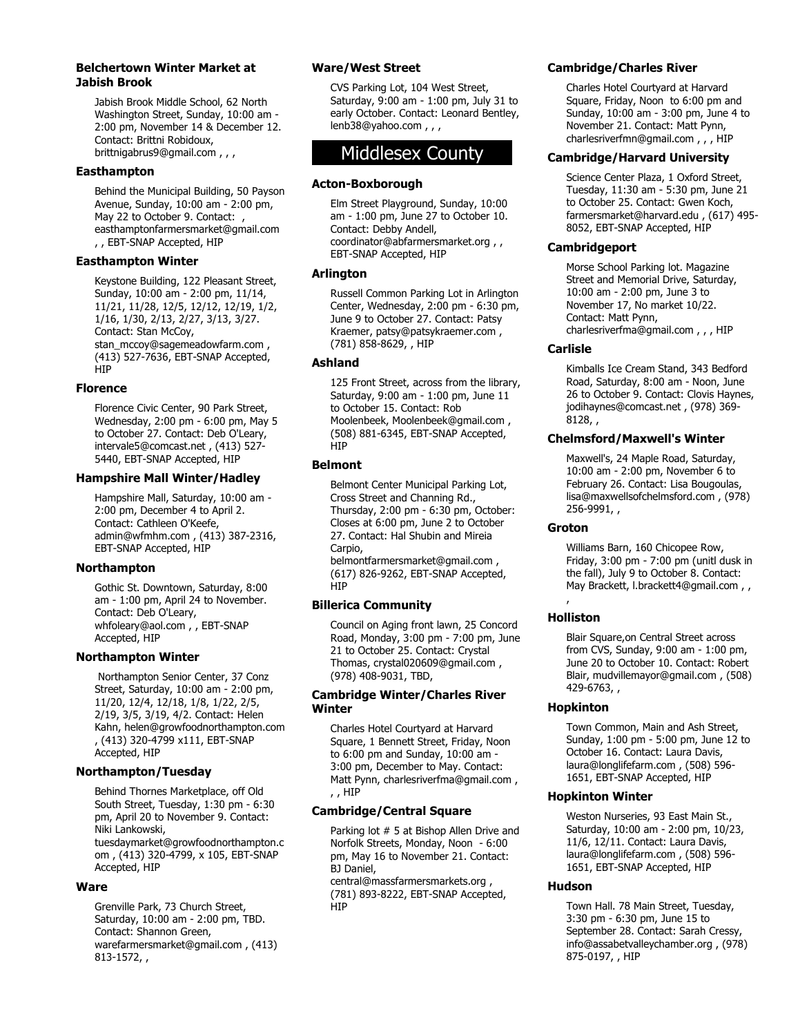### Belchertown Winter Market at Jabish Brook

Jabish Brook Middle School, 62 North Washington Street, Sunday, 10:00 am - 2:00 pm, November 14 & December 12. Contact: Brittni Robidoux, brittnigabrus9@gmail.com , , ,

### Easthampton

Behind the Municipal Building, 50 Payson Avenue, Sunday, 10:00 am - 2:00 pm, May 22 to October 9. Contact: , easthamptonfarmersmarket@gmail.com , , EBT-SNAP Accepted, HIP

### Easthampton Winter

Keystone Building, 122 Pleasant Street, Sunday, 10:00 am - 2:00 pm, 11/14, 11/21, 11/28, 12/5, 12/12, 12/19, 1/2, 1/16, 1/30, 2/13, 2/27, 3/13, 3/27. Contact: Stan McCoy, stan_mccoy@sagemeadowfarm.com , (413) 527-7636, EBT-SNAP Accepted, HIP

### Florence

Florence Civic Center, 90 Park Street, Wednesday, 2:00 pm - 6:00 pm, May 5 to October 27. Contact: Deb O'Leary, intervale5@comcast.net , (413) 527-5440, EBT-SNAP Accepted, HIP

### Hampshire Mall Winter/Hadley

Hampshire Mall, Saturday, 10:00 am - 2:00 pm, December 4 to April 2. Contact: Cathleen O'Keefe, admin@wfmhm.com , (413) 387-2316, EBT-SNAP Accepted, HIP

### Northampton

Gothic St. Downtown, Saturday, 8:00 am - 1:00 pm, April 24 to November. Contact: Deb O'Leary, whfoleary@aol.com , , EBT-SNAP Accepted, HIP

### Northampton Winter

Northampton Senior Center, 37 Conz Street, Saturday, 10:00 am - 2:00 pm, 11/20, 12/4, 12/18, 1/8, 1/22, 2/5, 2/19, 3/5, 3/19, 4/2. Contact: Helen Kahn, helen@growfoodnorthampton.com , (413) 320-4799 x111, EBT-SNAP Accepted, HIP

### Northampton/Tuesday

Behind Thornes Marketplace, off Old South Street, Tuesday, 1:30 pm - 6:30 pm, April 20 to November 9. Contact: Niki Lankowski, tuesdaymarket@growfoodnorthampton.com , (413) 320-4799, x 105, EBT-SNAP Accepted, HIP

### Ware

Grenville Park, 73 Church Street, Saturday, 10:00 am - 2:00 pm, TBD. Contact: Shannon Green, warefarmersmarket@gmail.com , (413) 813-1572, ,

### Ware/West Street

CVS Parking Lot, 104 West Street, Saturday, 9:00 am - 1:00 pm, July 31 to early October. Contact: Leonard Bentley, lenb38@yahoo.com , , ,

## Middlesex County

### Acton-Boxborough

Elm Street Playground, Sunday, 10:00 am - 1:00 pm, June 27 to October 10. Contact: Debby Andell, coordinator@abfarmersmarket.org , , EBT-SNAP Accepted, HIP

### Arlington

Russell Common Parking Lot in Arlington Center, Wednesday, 2:00 pm - 6:30 pm, June 9 to October 27. Contact: Patsy Kraemer, patsy@patsykraemer.com , (781) 858-8629, , HIP

### Ashland

125 Front Street, across from the library, Saturday, 9:00 am - 1:00 pm, June 11 to October 15. Contact: Rob Moolenbeek, Moolenbeek@gmail.com , (508) 881-6345, EBT-SNAP Accepted, HIP

### Belmont

Belmont Center Municipal Parking Lot, Cross Street and Channing Rd., Thursday, 2:00 pm - 6:30 pm, October: Closes at 6:00 pm, June 2 to October 27. Contact: Hal Shubin and Mireia Carpio, belmontfarmersmarket@gmail.com , (617) 826-9262, EBT-SNAP Accepted, HIP

### Billerica Community

Council on Aging front lawn, 25 Concord Road, Monday, 3:00 pm - 7:00 pm, June 21 to October 25. Contact: Crystal Thomas, crystal020609@gmail.com , (978) 408-9031, TBD,

### Cambridge Winter/Charles River Winter

Charles Hotel Courtyard at Harvard Square, 1 Bennett Street, Friday, Noon to 6:00 pm and Sunday, 10:00 am - 3:00 pm, December to May. Contact: Matt Pynn, charlesriverfma@gmail.com , , , HIP

### Cambridge/Central Square

Parking lot # 5 at Bishop Allen Drive and Norfolk Streets, Monday, Noon - 6:00 pm, May 16 to November 21. Contact: BJ Daniel, central@massfarmersmarkets.org , (781) 893-8222, EBT-SNAP Accepted, HIP

### Cambridge/Charles River

Charles Hotel Courtyard at Harvard Square, Friday, Noon to 6:00 pm and Sunday, 10:00 am - 3:00 pm, June 4 to November 21. Contact: Matt Pynn, charlesriverfmn@gmail.com , , , HIP

### Cambridge/Harvard University

Science Center Plaza, 1 Oxford Street, Tuesday, 11:30 am - 5:30 pm, June 21 to October 25. Contact: Gwen Koch, farmersmarket@harvard.edu , (617) 495-8052, EBT-SNAP Accepted, HIP

### Cambridgeport

Morse School Parking lot. Magazine Street and Memorial Drive, Saturday, 10:00 am - 2:00 pm, June 3 to November 17, No market 10/22. Contact: Matt Pynn, charlesriverfma@gmail.com , , , HIP

### Carlisle

Kimballs Ice Cream Stand, 343 Bedford Road, Saturday, 8:00 am - Noon, June 26 to October 9. Contact: Clovis Haynes, jodihaynes@comcast.net , (978) 369-8128, ,

### Chelmsford/Maxwell's Winter

Maxwell's, 24 Maple Road, Saturday, 10:00 am - 2:00 pm, November 6 to February 26. Contact: Lisa Bougoulas, lisa@maxwellsofchelmsford.com , (978) 256-9991, ,

### Groton

Williams Barn, 160 Chicopee Row, Friday, 3:00 pm - 7:00 pm (unitl dusk in the fall), July 9 to October 8. Contact: May Brackett, l.brackett4@gmail.com , , ,

### Holliston

Blair Square,on Central Street across from CVS, Sunday, 9:00 am - 1:00 pm, June 20 to October 10. Contact: Robert Blair, mudvillemayor@gmail.com , (508) 429-6763, ,

### Hopkinton

Town Common, Main and Ash Street, Sunday, 1:00 pm - 5:00 pm, June 12 to October 16. Contact: Laura Davis, laura@longlifefarm.com , (508) 596-1651, EBT-SNAP Accepted, HIP

### Hopkinton Winter

Weston Nurseries, 93 East Main St., Saturday, 10:00 am - 2:00 pm, 10/23, 11/6, 12/11. Contact: Laura Davis, laura@longlifefarm.com , (508) 596-1651, EBT-SNAP Accepted, HIP

### Hudson

Town Hall. 78 Main Street, Tuesday, 3:30 pm - 6:30 pm, June 15 to September 28. Contact: Sarah Cressy, info@assabetvalleychamber.org , (978) 875-0197, , HIP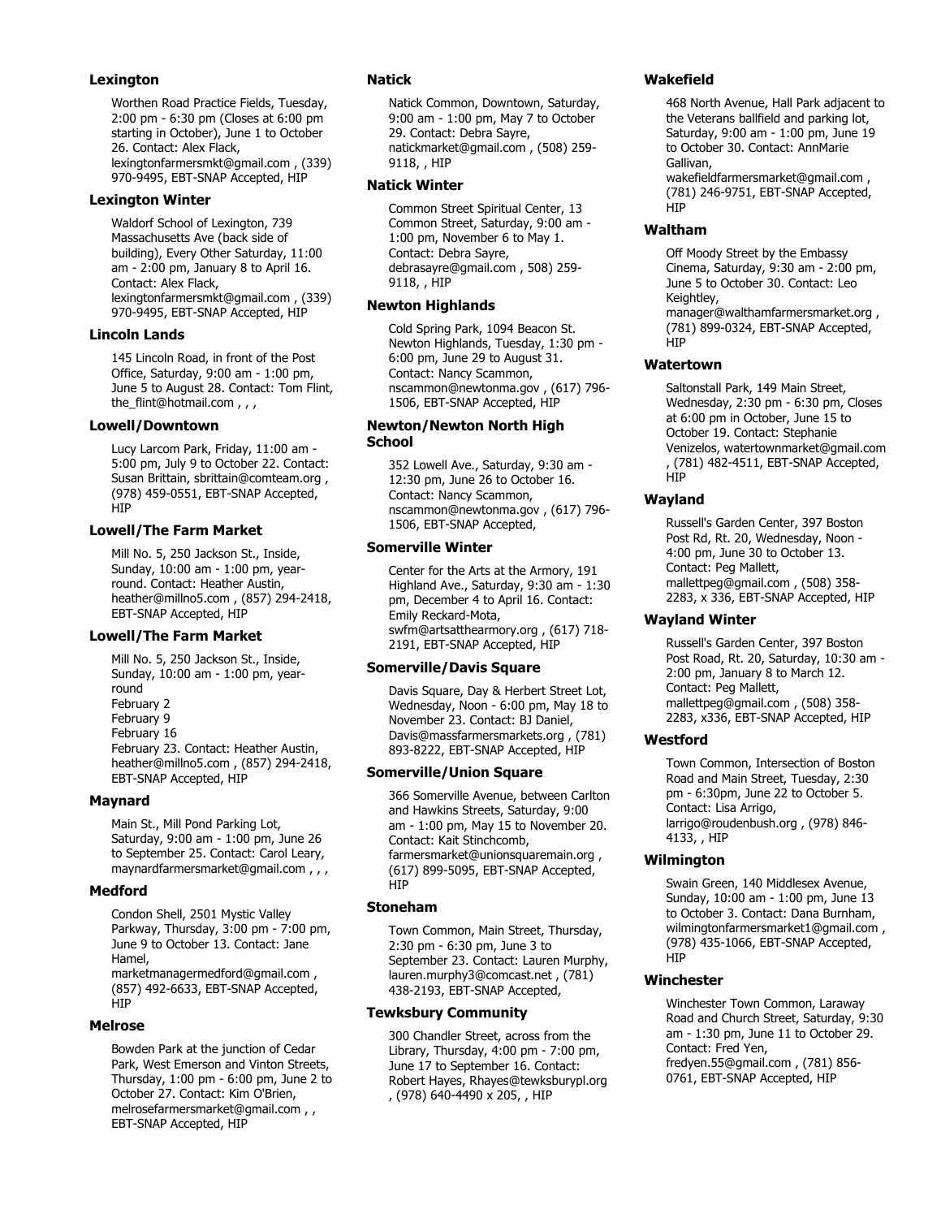### Lexington

Worthen Road Practice Fields, Tuesday, 2:00 pm - 6:30 pm (Closes at 6:00 pm starting in October), June 1 to October 26. Contact: Alex Flack, lexingtonfarmersmkt@gmail.com , (339) 970-9495, EBT-SNAP Accepted, HIP

### Lexington Winter

Waldorf School of Lexington, 739 Massachusetts Ave (back side of building), Every Other Saturday, 11:00 am - 2:00 pm, January 8 to April 16. Contact: Alex Flack, lexingtonfarmersmkt@gmail.com , (339) 970-9495, EBT-SNAP Accepted, HIP

### Lincoln Lands

145 Lincoln Road, in front of the Post Office, Saturday, 9:00 am - 1:00 pm, June 5 to August 28. Contact: Tom Flint, the_flint@hotmail.com , , ,

### Lowell/Downtown

Lucy Larcom Park, Friday, 11:00 am - 5:00 pm, July 9 to October 22. Contact: Susan Brittain, sbrittain@comteam.org , (978) 459-0551, EBT-SNAP Accepted, HIP

### Lowell/The Farm Market

Mill No. 5, 250 Jackson St., Inside, Sunday, 10:00 am - 1:00 pm, year-round. Contact: Heather Austin, heather@millno5.com , (857) 294-2418, EBT-SNAP Accepted, HIP

### Lowell/The Farm Market

Mill No. 5, 250 Jackson St., Inside, Sunday, 10:00 am - 1:00 pm, year-round
February 2
February 9
February 16
February 23. Contact: Heather Austin, heather@millno5.com , (857) 294-2418, EBT-SNAP Accepted, HIP

### Maynard

Main St., Mill Pond Parking Lot, Saturday, 9:00 am - 1:00 pm, June 26 to September 25. Contact: Carol Leary, maynardfarmersmarket@gmail.com , , ,

### Medford

Condon Shell, 2501 Mystic Valley Parkway, Thursday, 3:00 pm - 7:00 pm, June 9 to October 13. Contact: Jane Hamel, marketmanagermedford@gmail.com , (857) 492-6633, EBT-SNAP Accepted, HIP

### Melrose

Bowden Park at the junction of Cedar Park, West Emerson and Vinton Streets, Thursday, 1:00 pm - 6:00 pm, June 2 to October 27. Contact: Kim O'Brien, melrosefarmersmarket@gmail.com , , EBT-SNAP Accepted, HIP

### Natick

Natick Common, Downtown, Saturday, 9:00 am - 1:00 pm, May 7 to October 29. Contact: Debra Sayre, natickmarket@gmail.com , (508) 259-9118, , HIP

### Natick Winter

Common Street Spiritual Center, 13 Common Street, Saturday, 9:00 am - 1:00 pm, November 6 to May 1. Contact: Debra Sayre, debrasayre@gmail.com , 508) 259-9118, , HIP

### Newton Highlands

Cold Spring Park, 1094 Beacon St. Newton Highlands, Tuesday, 1:30 pm - 6:00 pm, June 29 to August 31. Contact: Nancy Scammon, nscammon@newtonma.gov , (617) 796-1506, EBT-SNAP Accepted, HIP

### Newton/Newton North High School

352 Lowell Ave., Saturday, 9:30 am - 12:30 pm, June 26 to October 16. Contact: Nancy Scammon, nscammon@newtonma.gov , (617) 796-1506, EBT-SNAP Accepted,

### Somerville Winter

Center for the Arts at the Armory, 191 Highland Ave., Saturday, 9:30 am - 1:30 pm, December 4 to April 16. Contact: Emily Reckard-Mota, swfm@artsatthearmory.org , (617) 718-2191, EBT-SNAP Accepted, HIP

### Somerville/Davis Square

Davis Square, Day & Herbert Street Lot, Wednesday, Noon - 6:00 pm, May 18 to November 23. Contact: BJ Daniel, Davis@massfarmersmarkets.org , (781) 893-8222, EBT-SNAP Accepted, HIP

### Somerville/Union Square

366 Somerville Avenue, between Carlton and Hawkins Streets, Saturday, 9:00 am - 1:00 pm, May 15 to November 20. Contact: Kait Stinchcomb, farmersmarket@unionsquaremain.org , (617) 899-5095, EBT-SNAP Accepted, HIP

### Stoneham

Town Common, Main Street, Thursday, 2:30 pm - 6:30 pm, June 3 to September 23. Contact: Lauren Murphy, lauren.murphy3@comcast.net , (781) 438-2193, EBT-SNAP Accepted,

### Tewksbury Community

300 Chandler Street, across from the Library, Thursday, 4:00 pm - 7:00 pm, June 17 to September 16. Contact: Robert Hayes, Rhayes@tewksburypl.org , (978) 640-4490 x 205, , HIP

### Wakefield

468 North Avenue, Hall Park adjacent to the Veterans ballfield and parking lot, Saturday, 9:00 am - 1:00 pm, June 19 to October 30. Contact: AnnMarie Gallivan, wakefieldfarmersmarket@gmail.com , (781) 246-9751, EBT-SNAP Accepted, HIP

### Waltham

Off Moody Street by the Embassy Cinema, Saturday, 9:30 am - 2:00 pm, June 5 to October 30. Contact: Leo Keightley, manager@walthamfarmersmarket.org , (781) 899-0324, EBT-SNAP Accepted, HIP

### Watertown

Saltonstall Park, 149 Main Street, Wednesday, 2:30 pm - 6:30 pm, Closes at 6:00 pm in October, June 15 to October 19. Contact: Stephanie Venizelos, watertownmarket@gmail.com , (781) 482-4511, EBT-SNAP Accepted, HIP

### Wayland

Russell's Garden Center, 397 Boston Post Rd, Rt. 20, Wednesday, Noon - 4:00 pm, June 30 to October 13. Contact: Peg Mallett, mallettpeg@gmail.com , (508) 358-2283, x 336, EBT-SNAP Accepted, HIP

### Wayland Winter

Russell's Garden Center, 397 Boston Post Road, Rt. 20, Saturday, 10:30 am - 2:00 pm, January 8 to March 12. Contact: Peg Mallett, mallettpeg@gmail.com , (508) 358-2283, x336, EBT-SNAP Accepted, HIP

### Westford

Town Common, Intersection of Boston Road and Main Street, Tuesday, 2:30 pm - 6:30pm, June 22 to October 5. Contact: Lisa Arrigo, larrigo@roudenbush.org , (978) 846-4133, , HIP

### Wilmington

Swain Green, 140 Middlesex Avenue, Sunday, 10:00 am - 1:00 pm, June 13 to October 3. Contact: Dana Burnham, wilmingtonfarmersmarket1@gmail.com , (978) 435-1066, EBT-SNAP Accepted, HIP

### Winchester

Winchester Town Common, Laraway Road and Church Street, Saturday, 9:30 am - 1:30 pm, June 11 to October 29. Contact: Fred Yen, fredyen.55@gmail.com , (781) 856-0761, EBT-SNAP Accepted, HIP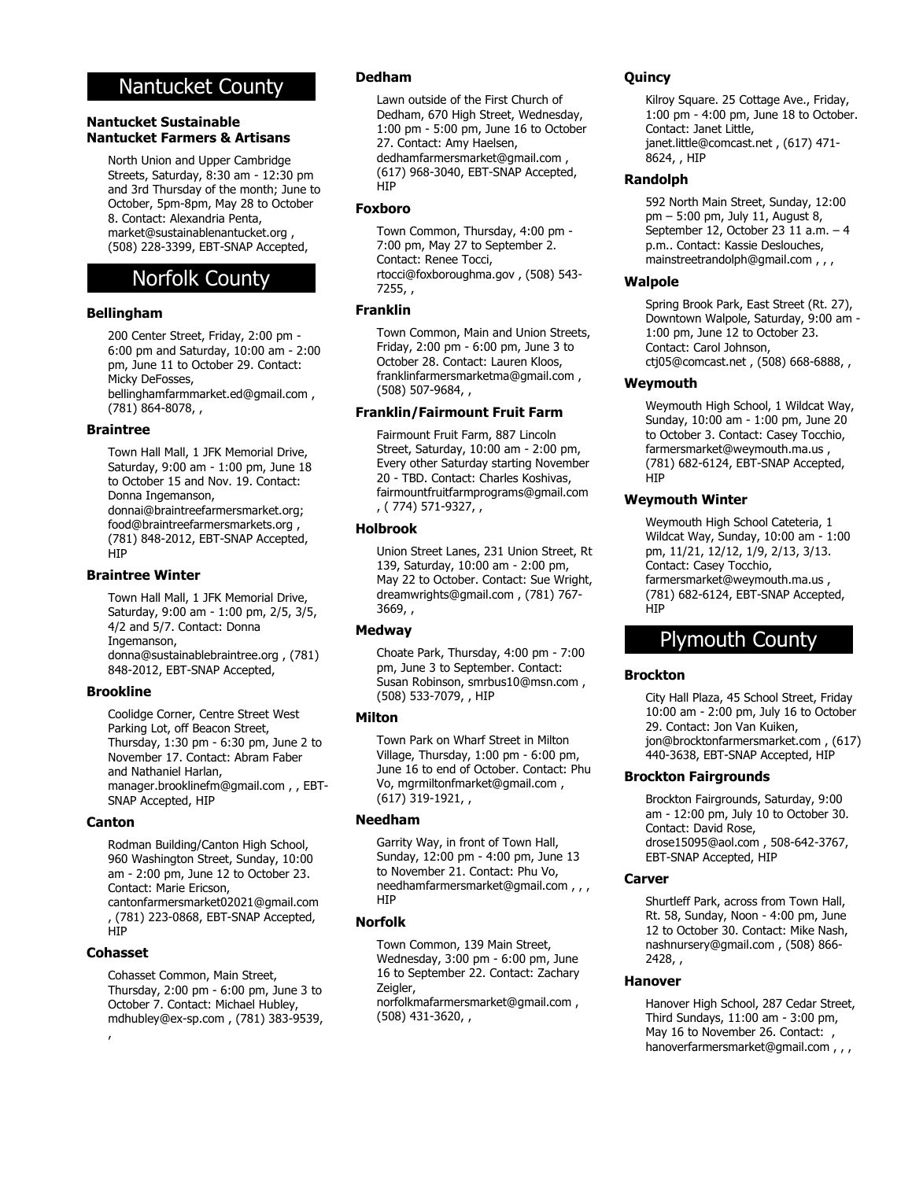# Nantucket County

### Nantucket Sustainable Nantucket Farmers & Artisans

North Union and Upper Cambridge Streets, Saturday, 8:30 am - 12:30 pm and 3rd Thursday of the month; June to October, 5pm-8pm, May 28 to October 8. Contact: Alexandria Penta, market@sustainablenantucket.org , (508) 228-3399, EBT-SNAP Accepted,

# Norfolk County

### Bellingham

200 Center Street, Friday, 2:00 pm - 6:00 pm and Saturday, 10:00 am - 2:00 pm, June 11 to October 29. Contact: Micky DeFosses, bellinghamfarmmarket.ed@gmail.com , (781) 864-8078, ,

### Braintree

Town Hall Mall, 1 JFK Memorial Drive, Saturday, 9:00 am - 1:00 pm, June 18 to October 15 and Nov. 19. Contact: Donna Ingemanson, donnai@braintreefarmersmarket.org; food@braintreefarmersmarkets.org , (781) 848-2012, EBT-SNAP Accepted, HIP

### Braintree Winter

Town Hall Mall, 1 JFK Memorial Drive, Saturday, 9:00 am - 1:00 pm, 2/5, 3/5, 4/2 and 5/7. Contact: Donna Ingemanson, donna@sustainablebraintree.org , (781) 848-2012, EBT-SNAP Accepted,

### Brookline

Coolidge Corner, Centre Street West Parking Lot, off Beacon Street, Thursday, 1:30 pm - 6:30 pm, June 2 to November 17. Contact: Abram Faber and Nathaniel Harlan, manager.brooklinefm@gmail.com , , EBT-SNAP Accepted, HIP

### Canton

Rodman Building/Canton High School, 960 Washington Street, Sunday, 10:00 am - 2:00 pm, June 12 to October 23. Contact: Marie Ericson, cantonfarmersmarket02021@gmail.com , (781) 223-0868, EBT-SNAP Accepted, HIP

### Cohasset

Cohasset Common, Main Street, Thursday, 2:00 pm - 6:00 pm, June 3 to October 7. Contact: Michael Hubley, mdhubley@ex-sp.com , (781) 383-9539, ,

### Dedham

Lawn outside of the First Church of Dedham, 670 High Street, Wednesday, 1:00 pm - 5:00 pm, June 16 to October 27. Contact: Amy Haelsen, dedhamfarmersmarket@gmail.com , (617) 968-3040, EBT-SNAP Accepted, HIP

### Foxboro

Town Common, Thursday, 4:00 pm - 7:00 pm, May 27 to September 2. Contact: Renee Tocci, rtocci@foxboroughma.gov , (508) 543-7255, ,

### Franklin

Town Common, Main and Union Streets, Friday, 2:00 pm - 6:00 pm, June 3 to October 28. Contact: Lauren Kloos, franklinfarmersmarketma@gmail.com , (508) 507-9684, ,

### Franklin/Fairmount Fruit Farm

Fairmount Fruit Farm, 887 Lincoln Street, Saturday, 10:00 am - 2:00 pm, Every other Saturday starting November 20 - TBD. Contact: Charles Koshivas, fairmountfruitfarmprograms@gmail.com , ( 774) 571-9327, ,

### Holbrook

Union Street Lanes, 231 Union Street, Rt 139, Saturday, 10:00 am - 2:00 pm, May 22 to October. Contact: Sue Wright, dreamwrights@gmail.com , (781) 767-3669, ,

### Medway

Choate Park, Thursday, 4:00 pm - 7:00 pm, June 3 to September. Contact: Susan Robinson, smrbus10@msn.com , (508) 533-7079, , HIP

### Milton

Town Park on Wharf Street in Milton Village, Thursday, 1:00 pm - 6:00 pm, June 16 to end of October. Contact: Phu Vo, mgrmiltonfmarket@gmail.com , (617) 319-1921, ,

### Needham

Garrity Way, in front of Town Hall, Sunday, 12:00 pm - 4:00 pm, June 13 to November 21. Contact: Phu Vo, needhamfarmersmarket@gmail.com , , , HIP

### Norfolk

Town Common, 139 Main Street, Wednesday, 3:00 pm - 6:00 pm, June 16 to September 22. Contact: Zachary Zeigler, norfolkmafarmersmarket@gmail.com , (508) 431-3620, ,

### Quincy

Kilroy Square. 25 Cottage Ave., Friday, 1:00 pm - 4:00 pm, June 18 to October. Contact: Janet Little, janet.little@comcast.net , (617) 471-8624, , HIP

### Randolph

592 North Main Street, Sunday, 12:00 pm – 5:00 pm, July 11, August 8, September 12, October 23 11 a.m. – 4 p.m.. Contact: Kassie Deslouches, mainstreetrandolph@gmail.com , , ,

### Walpole

Spring Brook Park, East Street (Rt. 27), Downtown Walpole, Saturday, 9:00 am - 1:00 pm, June 12 to October 23. Contact: Carol Johnson, ctj05@comcast.net , (508) 668-6888, ,

### Weymouth

Weymouth High School, 1 Wildcat Way, Sunday, 10:00 am - 1:00 pm, June 20 to October 3. Contact: Casey Tocchio, farmersmarket@weymouth.ma.us , (781) 682-6124, EBT-SNAP Accepted, HIP

### Weymouth Winter

Weymouth High School Cateteria, 1 Wildcat Way, Sunday, 10:00 am - 1:00 pm, 11/21, 12/12, 1/9, 2/13, 3/13. Contact: Casey Tocchio, farmersmarket@weymouth.ma.us , (781) 682-6124, EBT-SNAP Accepted, HIP

# Plymouth County

### Brockton

City Hall Plaza, 45 School Street, Friday 10:00 am - 2:00 pm, July 16 to October 29. Contact: Jon Van Kuiken, jon@brocktonfarmersmarket.com , (617) 440-3638, EBT-SNAP Accepted, HIP

### Brockton Fairgrounds

Brockton Fairgrounds, Saturday, 9:00 am - 12:00 pm, July 10 to October 30. Contact: David Rose, drose15095@aol.com , 508-642-3767, EBT-SNAP Accepted, HIP

### Carver

Shurtleff Park, across from Town Hall, Rt. 58, Sunday, Noon - 4:00 pm, June 12 to October 30. Contact: Mike Nash, nashnursery@gmail.com , (508) 866-2428, ,

### Hanover

Hanover High School, 287 Cedar Street, Third Sundays, 11:00 am - 3:00 pm, May 16 to November 26. Contact: , hanoverfarmersmarket@gmail.com , , ,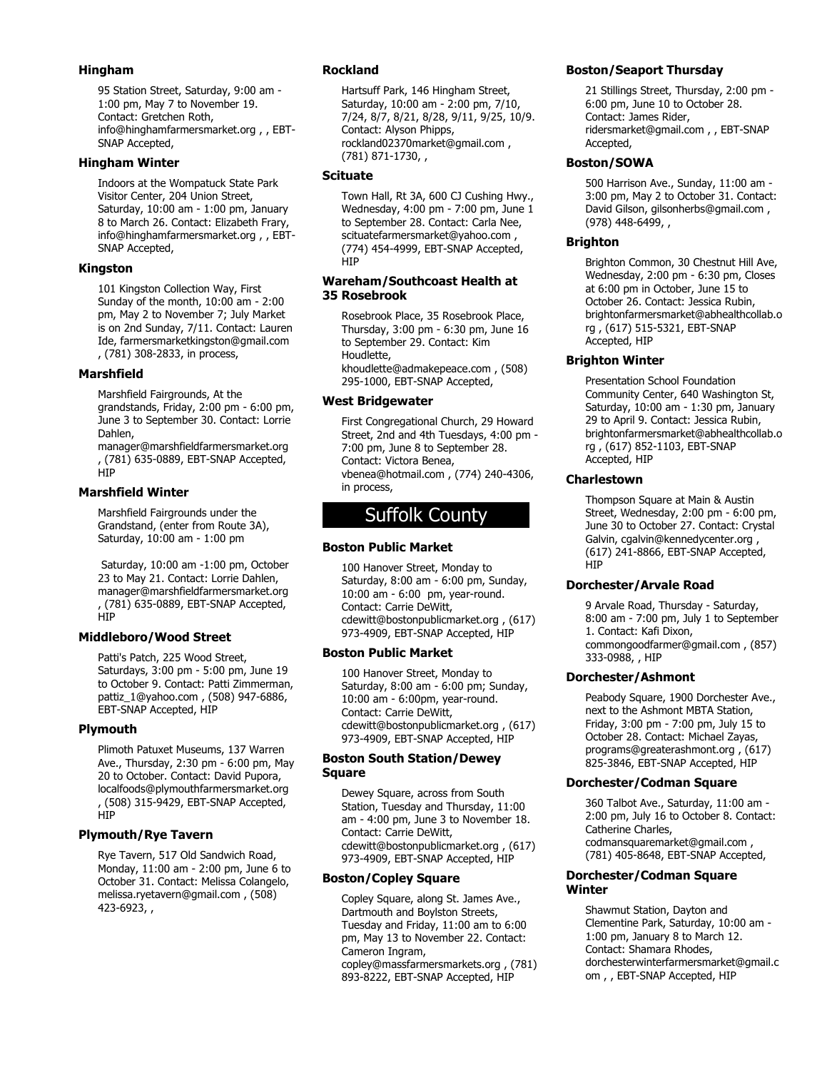### Hingham

95 Station Street, Saturday, 9:00 am - 1:00 pm, May 7 to November 19. Contact: Gretchen Roth, info@hinghamfarmersmarket.org , , EBT-SNAP Accepted,

### Hingham Winter

Indoors at the Wompatuck State Park Visitor Center, 204 Union Street, Saturday, 10:00 am - 1:00 pm, January 8 to March 26. Contact: Elizabeth Frary, info@hinghamfarmersmarket.org , , EBT-SNAP Accepted,

### Kingston

101 Kingston Collection Way, First Sunday of the month, 10:00 am - 2:00 pm, May 2 to November 7; July Market is on 2nd Sunday, 7/11. Contact: Lauren Ide, farmersmarketkingston@gmail.com , (781) 308-2833, in process,

### Marshfield

Marshfield Fairgrounds, At the grandstands, Friday, 2:00 pm - 6:00 pm, June 3 to September 30. Contact: Lorrie Dahlen, manager@marshfieldfarmersmarket.org , (781) 635-0889, EBT-SNAP Accepted, HIP

### Marshfield Winter

Marshfield Fairgrounds under the Grandstand, (enter from Route 3A), Saturday, 10:00 am - 1:00 pm

Saturday, 10:00 am -1:00 pm, October 23 to May 21. Contact: Lorrie Dahlen, manager@marshfieldfarmersmarket.org , (781) 635-0889, EBT-SNAP Accepted, HIP

### Middleboro/Wood Street

Patti's Patch, 225 Wood Street, Saturdays, 3:00 pm - 5:00 pm, June 19 to October 9. Contact: Patti Zimmerman, pattiz_1@yahoo.com , (508) 947-6886, EBT-SNAP Accepted, HIP

### Plymouth

Plimoth Patuxet Museums, 137 Warren Ave., Thursday, 2:30 pm - 6:00 pm, May 20 to October. Contact: David Pupora, localfoods@plymouthfarmersmarket.org , (508) 315-9429, EBT-SNAP Accepted, HIP

### Plymouth/Rye Tavern

Rye Tavern, 517 Old Sandwich Road, Monday, 11:00 am - 2:00 pm, June 6 to October 31. Contact: Melissa Colangelo, melissa.ryetavern@gmail.com , (508) 423-6923, ,

### Rockland

Hartsuff Park, 146 Hingham Street, Saturday, 10:00 am - 2:00 pm, 7/10, 7/24, 8/7, 8/21, 8/28, 9/11, 9/25, 10/9. Contact: Alyson Phipps, rockland02370market@gmail.com , (781) 871-1730, ,

### Scituate

Town Hall, Rt 3A, 600 CJ Cushing Hwy., Wednesday, 4:00 pm - 7:00 pm, June 1 to September 28. Contact: Carla Nee, scituatefarmersmarket@yahoo.com , (774) 454-4999, EBT-SNAP Accepted, HIP

### Wareham/Southcoast Health at 35 Rosebrook

Rosebrook Place, 35 Rosebrook Place, Thursday, 3:00 pm - 6:30 pm, June 16 to September 29. Contact: Kim Houdlette, khoudlette@admakepeace.com , (508) 295-1000, EBT-SNAP Accepted,

### West Bridgewater

First Congregational Church, 29 Howard Street, 2nd and 4th Tuesdays, 4:00 pm - 7:00 pm, June 8 to September 28. Contact: Victora Benea, vbenea@hotmail.com , (774) 240-4306, in process,

## Suffolk County

### Boston Public Market

100 Hanover Street, Monday to Saturday, 8:00 am - 6:00 pm, Sunday, 10:00 am - 6:00 pm, year-round. Contact: Carrie DeWitt, cdewitt@bostonpublicmarket.org , (617) 973-4909, EBT-SNAP Accepted, HIP

### Boston Public Market

100 Hanover Street, Monday to Saturday, 8:00 am - 6:00 pm; Sunday, 10:00 am - 6:00pm, year-round. Contact: Carrie DeWitt, cdewitt@bostonpublicmarket.org , (617) 973-4909, EBT-SNAP Accepted, HIP

### Boston South Station/Dewey Square

Dewey Square, across from South Station, Tuesday and Thursday, 11:00 am - 4:00 pm, June 3 to November 18. Contact: Carrie DeWitt, cdewitt@bostonpublicmarket.org , (617) 973-4909, EBT-SNAP Accepted, HIP

### Boston/Copley Square

Copley Square, along St. James Ave., Dartmouth and Boylston Streets, Tuesday and Friday, 11:00 am to 6:00 pm, May 13 to November 22. Contact: Cameron Ingram, copley@massfarmersmarkets.org , (781) 893-8222, EBT-SNAP Accepted, HIP

### Boston/Seaport Thursday

21 Stillings Street, Thursday, 2:00 pm - 6:00 pm, June 10 to October 28. Contact: James Rider, ridersmarket@gmail.com , , EBT-SNAP Accepted,

### Boston/SOWA

500 Harrison Ave., Sunday, 11:00 am - 3:00 pm, May 2 to October 31. Contact: David Gilson, gilsonherbs@gmail.com , (978) 448-6499, ,

### Brighton

Brighton Common, 30 Chestnut Hill Ave, Wednesday, 2:00 pm - 6:30 pm, Closes at 6:00 pm in October, June 15 to October 26. Contact: Jessica Rubin, brightonfarmersmarket@abhealthcollab.org , (617) 515-5321, EBT-SNAP Accepted, HIP

### Brighton Winter

Presentation School Foundation Community Center, 640 Washington St, Saturday, 10:00 am - 1:30 pm, January 29 to April 9. Contact: Jessica Rubin, brightonfarmersmarket@abhealthcollab.org , (617) 852-1103, EBT-SNAP Accepted, HIP

### Charlestown

Thompson Square at Main & Austin Street, Wednesday, 2:00 pm - 6:00 pm, June 30 to October 27. Contact: Crystal Galvin, cgalvin@kennedycenter.org , (617) 241-8866, EBT-SNAP Accepted, HIP

### Dorchester/Arvale Road

9 Arvale Road, Thursday - Saturday, 8:00 am - 7:00 pm, July 1 to September 1. Contact: Kafi Dixon, commongoodfarmer@gmail.com , (857) 333-0988, , HIP

### Dorchester/Ashmont

Peabody Square, 1900 Dorchester Ave., next to the Ashmont MBTA Station, Friday, 3:00 pm - 7:00 pm, July 15 to October 28. Contact: Michael Zayas, programs@greaterashmont.org , (617) 825-3846, EBT-SNAP Accepted, HIP

### Dorchester/Codman Square

360 Talbot Ave., Saturday, 11:00 am - 2:00 pm, July 16 to October 8. Contact: Catherine Charles, codmansquaremarket@gmail.com , (781) 405-8648, EBT-SNAP Accepted,

### Dorchester/Codman Square Winter

Shawmut Station, Dayton and Clementine Park, Saturday, 10:00 am - 1:00 pm, January 8 to March 12. Contact: Shamara Rhodes, dorchesterwinterfarmersmarket@gmail.com , , EBT-SNAP Accepted, HIP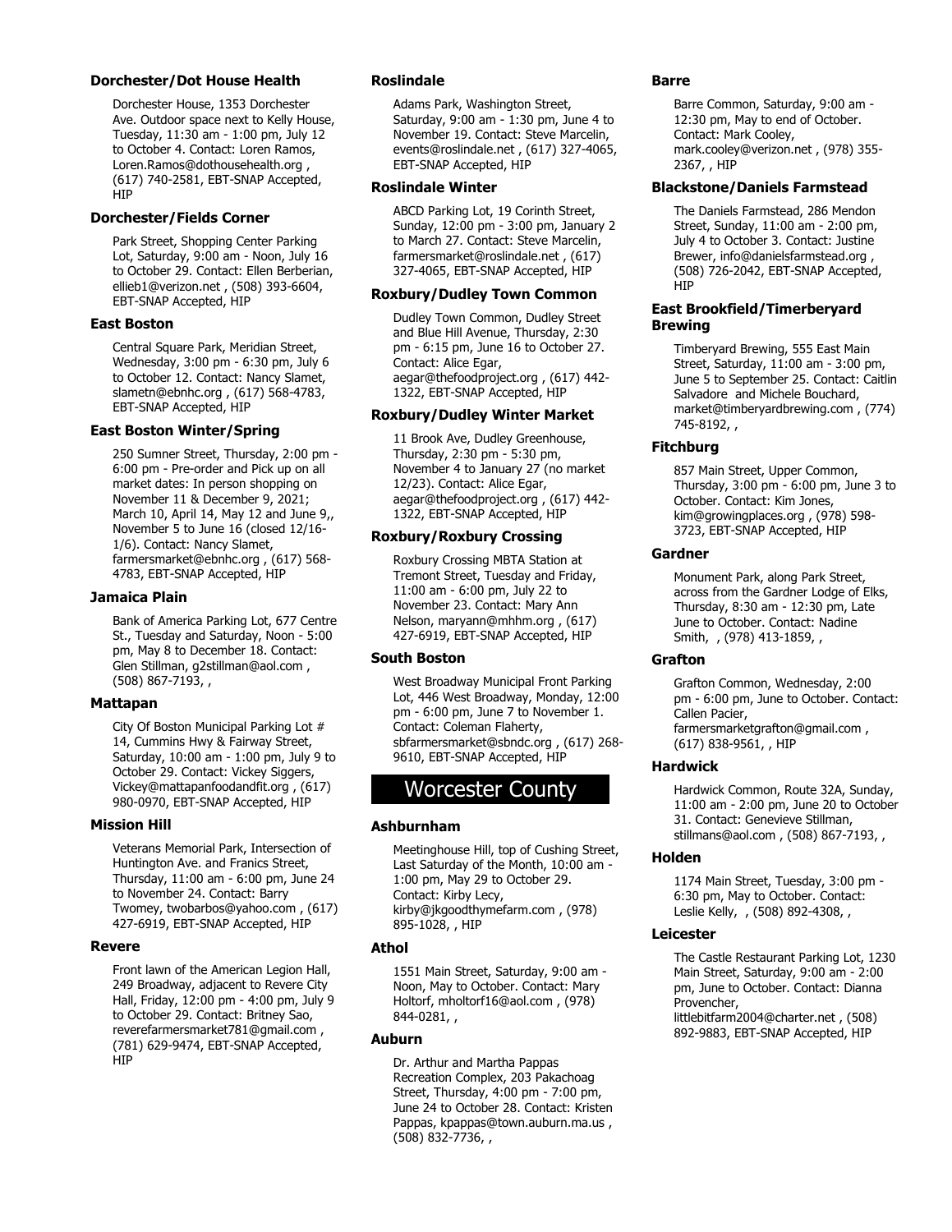### Dorchester/Dot House Health

Dorchester House, 1353 Dorchester Ave. Outdoor space next to Kelly House, Tuesday, 11:30 am - 1:00 pm, July 12 to October 4. Contact: Loren Ramos, Loren.Ramos@dothousehealth.org , (617) 740-2581, EBT-SNAP Accepted, HIP

### Dorchester/Fields Corner

Park Street, Shopping Center Parking Lot, Saturday, 9:00 am - Noon, July 16 to October 29. Contact: Ellen Berberian, ellieb1@verizon.net , (508) 393-6604, EBT-SNAP Accepted, HIP

### East Boston

Central Square Park, Meridian Street, Wednesday, 3:00 pm - 6:30 pm, July 6 to October 12. Contact: Nancy Slamet, slametn@ebnhc.org , (617) 568-4783, EBT-SNAP Accepted, HIP

### East Boston Winter/Spring

250 Sumner Street, Thursday, 2:00 pm - 6:00 pm - Pre-order and Pick up on all market dates: In person shopping on November 11 & December 9, 2021; March 10, April 14, May 12 and June 9,, November 5 to June 16 (closed 12/16-1/6). Contact: Nancy Slamet, farmersmarket@ebnhc.org , (617) 568-4783, EBT-SNAP Accepted, HIP

### Jamaica Plain

Bank of America Parking Lot, 677 Centre St., Tuesday and Saturday, Noon - 5:00 pm, May 8 to December 18. Contact: Glen Stillman, g2stillman@aol.com , (508) 867-7193, ,

### Mattapan

City Of Boston Municipal Parking Lot # 14, Cummins Hwy & Fairway Street, Saturday, 10:00 am - 1:00 pm, July 9 to October 29. Contact: Vickey Siggers, Vickey@mattapanfoodandfit.org , (617) 980-0970, EBT-SNAP Accepted, HIP

### Mission Hill

Veterans Memorial Park, Intersection of Huntington Ave. and Francis Street, Thursday, 11:00 am - 6:00 pm, June 24 to November 24. Contact: Barry Twomey, twobarbos@yahoo.com , (617) 427-6919, EBT-SNAP Accepted, HIP

### Revere

Front lawn of the American Legion Hall, 249 Broadway, adjacent to Revere City Hall, Friday, 12:00 pm - 4:00 pm, July 9 to October 29. Contact: Britney Sao, reverefarmersmarket781@gmail.com , (781) 629-9474, EBT-SNAP Accepted, HIP

### Roslindale

Adams Park, Washington Street, Saturday, 9:00 am - 1:30 pm, June 4 to November 19. Contact: Steve Marcelin, events@roslindale.net , (617) 327-4065, EBT-SNAP Accepted, HIP

### Roslindale Winter

ABCD Parking Lot, 19 Corinth Street, Sunday, 12:00 pm - 3:00 pm, January 2 to March 27. Contact: Steve Marcelin, farmersmarket@roslindale.net , (617) 327-4065, EBT-SNAP Accepted, HIP

### Roxbury/Dudley Town Common

Dudley Town Common, Dudley Street and Blue Hill Avenue, Thursday, 2:30 pm - 6:15 pm, June 16 to October 27. Contact: Alice Egar, aegar@thefoodproject.org , (617) 442-1322, EBT-SNAP Accepted, HIP

### Roxbury/Dudley Winter Market

11 Brook Ave, Dudley Greenhouse, Thursday, 2:30 pm - 5:30 pm, November 4 to January 27 (no market 12/23). Contact: Alice Egar, aegar@thefoodproject.org , (617) 442-1322, EBT-SNAP Accepted, HIP

### Roxbury/Roxbury Crossing

Roxbury Crossing MBTA Station at Tremont Street, Tuesday and Friday, 11:00 am - 6:00 pm, July 22 to November 23. Contact: Mary Ann Nelson, maryann@mhhm.org , (617) 427-6919, EBT-SNAP Accepted, HIP

### South Boston

West Broadway Municipal Front Parking Lot, 446 West Broadway, Monday, 12:00 pm - 6:00 pm, June 7 to November 1. Contact: Coleman Flaherty, sbfarmersmarket@sbndc.org , (617) 268-9610, EBT-SNAP Accepted, HIP

## Worcester County

### Ashburnham

Meetinghouse Hill, top of Cushing Street, Last Saturday of the Month, 10:00 am - 1:00 pm, May 29 to October 29. Contact: Kirby Lecy, kirby@jkgoodthymefarm.com , (978) 895-1028, , HIP

### Athol

1551 Main Street, Saturday, 9:00 am - Noon, May to October. Contact: Mary Holtorf, mholtorf16@aol.com , (978) 844-0281, ,

### Auburn

Dr. Arthur and Martha Pappas Recreation Complex, 203 Pakachoag Street, Thursday, 4:00 pm - 7:00 pm, June 24 to October 28. Contact: Kristen Pappas, kpappas@town.auburn.ma.us , (508) 832-7736, ,

### Barre

Barre Common, Saturday, 9:00 am - 12:30 pm, May to end of October. Contact: Mark Cooley, mark.cooley@verizon.net , (978) 355-2367, , HIP

### Blackstone/Daniels Farmstead

The Daniels Farmstead, 286 Mendon Street, Sunday, 11:00 am - 2:00 pm, July 4 to October 3. Contact: Justine Brewer, info@danielsfarmstead.org , (508) 726-2042, EBT-SNAP Accepted, HIP

### East Brookfield/Timberyard Brewing

Timberyard Brewing, 555 East Main Street, Saturday, 11:00 am - 3:00 pm, June 5 to September 25. Contact: Caitlin Salvadore and Michele Bouchard, market@timberyardbrewing.com , (774) 745-8192, ,

### Fitchburg

857 Main Street, Upper Common, Thursday, 3:00 pm - 6:00 pm, June 3 to October. Contact: Kim Jones, kim@growingplaces.org , (978) 598-3723, EBT-SNAP Accepted, HIP

### Gardner

Monument Park, along Park Street, across from the Gardner Lodge of Elks, Thursday, 8:30 am - 12:30 pm, Late June to October. Contact: Nadine Smith, , (978) 413-1859, ,

### Grafton

Grafton Common, Wednesday, 2:00 pm - 6:00 pm, June to October. Contact: Callen Pacier, farmersmarketgrafton@gmail.com , (617) 838-9561, , HIP

### Hardwick

Hardwick Common, Route 32A, Sunday, 11:00 am - 2:00 pm, June 20 to October 31. Contact: Genevieve Stillman, stillmans@aol.com , (508) 867-7193, ,

### Holden

1174 Main Street, Tuesday, 3:00 pm - 6:30 pm, May to October. Contact: Leslie Kelly, , (508) 892-4308, ,

### Leicester

The Castle Restaurant Parking Lot, 1230 Main Street, Saturday, 9:00 am - 2:00 pm, June to October. Contact: Dianna Provencher, littlebitfarm2004@charter.net , (508) 892-9883, EBT-SNAP Accepted, HIP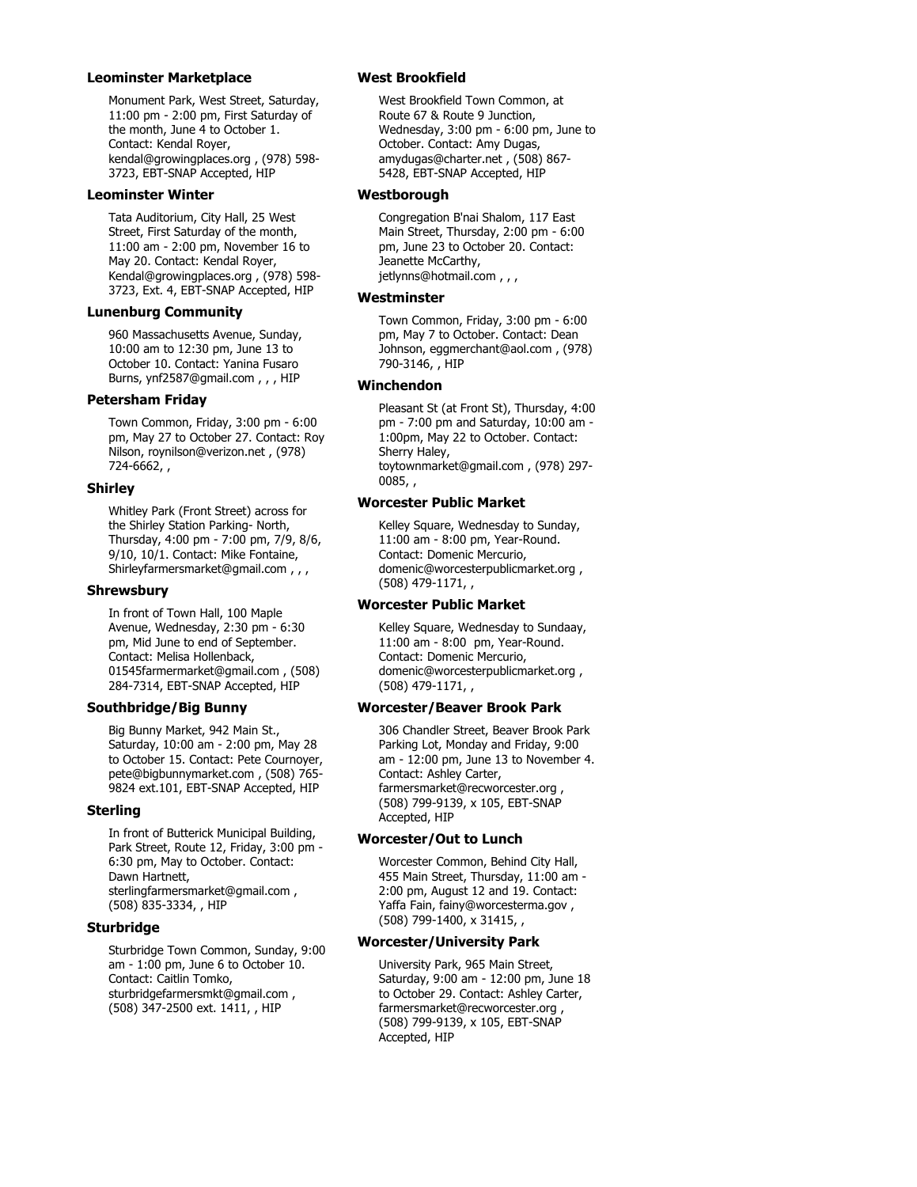### Leominster Marketplace

Monument Park, West Street, Saturday, 11:00 pm - 2:00 pm, First Saturday of the month, June 4 to October 1. Contact: Kendal Royer, kendal@growingplaces.org , (978) 598-3723, EBT-SNAP Accepted, HIP

### Leominster Winter

Tata Auditorium, City Hall, 25 West Street, First Saturday of the month, 11:00 am - 2:00 pm, November 16 to May 20. Contact: Kendal Royer, Kendal@growingplaces.org , (978) 598-3723, Ext. 4, EBT-SNAP Accepted, HIP

### Lunenburg Community

960 Massachusetts Avenue, Sunday, 10:00 am to 12:30 pm, June 13 to October 10. Contact: Yanina Fusaro Burns, ynf2587@gmail.com , , , HIP

### Petersham Friday

Town Common, Friday, 3:00 pm - 6:00 pm, May 27 to October 27. Contact: Roy Nilson, roynilson@verizon.net , (978) 724-6662, ,

### Shirley

Whitley Park (Front Street) across for the Shirley Station Parking- North, Thursday, 4:00 pm - 7:00 pm, 7/9, 8/6, 9/10, 10/1. Contact: Mike Fontaine, Shirleyfarmersmarket@gmail.com , , ,

### Shrewsbury

In front of Town Hall, 100 Maple Avenue, Wednesday, 2:30 pm - 6:30 pm, Mid June to end of September. Contact: Melisa Hollenback, 01545farmermarket@gmail.com , (508) 284-7314, EBT-SNAP Accepted, HIP

### Southbridge/Big Bunny

Big Bunny Market, 942 Main St., Saturday, 10:00 am - 2:00 pm, May 28 to October 15. Contact: Pete Cournoyer, pete@bigbunnymarket.com , (508) 765-9824 ext.101, EBT-SNAP Accepted, HIP

### Sterling

In front of Butterick Municipal Building, Park Street, Route 12, Friday, 3:00 pm - 6:30 pm, May to October. Contact: Dawn Hartnett, sterlingfarmersmarket@gmail.com , (508) 835-3334, , HIP

### Sturbridge

Sturbridge Town Common, Sunday, 9:00 am - 1:00 pm, June 6 to October 10. Contact: Caitlin Tomko, sturbridgefarmersmkt@gmail.com , (508) 347-2500 ext. 1411, , HIP

### West Brookfield

West Brookfield Town Common, at Route 67 & Route 9 Junction, Wednesday, 3:00 pm - 6:00 pm, June to October. Contact: Amy Dugas, amydugas@charter.net , (508) 867-5428, EBT-SNAP Accepted, HIP

### Westborough

Congregation B'nai Shalom, 117 East Main Street, Thursday, 2:00 pm - 6:00 pm, June 23 to October 20. Contact: Jeanette McCarthy, jetlynns@hotmail.com , , ,

### Westminster

Town Common, Friday, 3:00 pm - 6:00 pm, May 7 to October. Contact: Dean Johnson, eggmerchant@aol.com , (978) 790-3146, , HIP

### Winchendon

Pleasant St (at Front St), Thursday, 4:00 pm - 7:00 pm and Saturday, 10:00 am - 1:00pm, May 22 to October. Contact: Sherry Haley, toytownmarket@gmail.com , (978) 297-0085, ,

### Worcester Public Market

Kelley Square, Wednesday to Sunday, 11:00 am - 8:00 pm, Year-Round. Contact: Domenic Mercurio, domenic@worcesterpublicmarket.org , (508) 479-1171, ,

### Worcester Public Market

Kelley Square, Wednesday to Sundaay, 11:00 am - 8:00 pm, Year-Round. Contact: Domenic Mercurio, domenic@worcesterpublicmarket.org , (508) 479-1171, ,

### Worcester/Beaver Brook Park

306 Chandler Street, Beaver Brook Park Parking Lot, Monday and Friday, 9:00 am - 12:00 pm, June 13 to November 4. Contact: Ashley Carter, farmersmarket@recworcester.org , (508) 799-9139, x 105, EBT-SNAP Accepted, HIP

### Worcester/Out to Lunch

Worcester Common, Behind City Hall, 455 Main Street, Thursday, 11:00 am - 2:00 pm, August 12 and 19. Contact: Yaffa Fain, fainy@worcesterma.gov , (508) 799-1400, x 31415, ,

### Worcester/University Park

University Park, 965 Main Street, Saturday, 9:00 am - 12:00 pm, June 18 to October 29. Contact: Ashley Carter, farmersmarket@recworcester.org , (508) 799-9139, x 105, EBT-SNAP Accepted, HIP